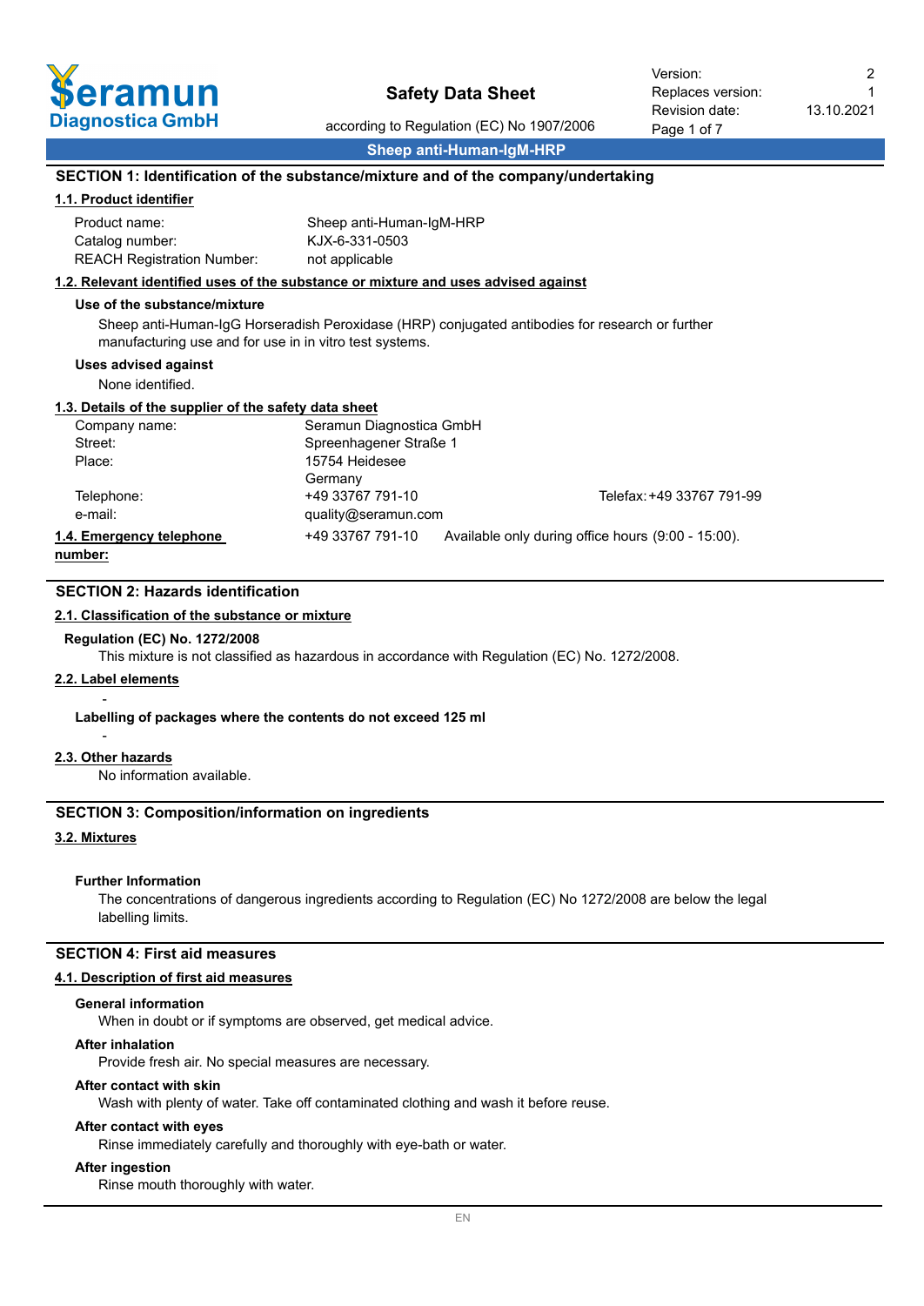# Safety Data Sheet

according to Regulation (EC) No 1907/2006

**Sheep anti-Human-IgM-HRP**

## SECTION 1: Identification of the substance/mixture and of the company/undertaking

### 1.1. Product identifier

| | |
|---|---|
| Product name: | Sheep anti-Human-IgM-HRP |
| Catalog number: | KJX-6-331-0503 |
| REACH Registration Number: | not applicable |

### 1.2. Relevant identified uses of the substance or mixture and uses advised against

**Use of the substance/mixture**

Sheep anti-Human-IgG Horseradish Peroxidase (HRP) conjugated antibodies for research or further manufacturing use and for use in in vitro test systems.

**Uses advised against**

None identified.

### 1.3. Details of the supplier of the safety data sheet

| | | |
|---|---|---|
| Company name: | Seramun Diagnostica GmbH | |
| Street: | Spreenhagener Straße 1 | |
| Place: | 15754 Heidesee<br>Germany | |
| Telephone: | +49 33767 791-10 | Telefax: +49 33767 791-99 |
| e-mail: | quality@seramun.com | |

**1.4. Emergency telephone number:** +49 33767 791-10 Available only during office hours (9:00 - 15:00).

## SECTION 2: Hazards identification

### 2.1. Classification of the substance or mixture

**Regulation (EC) No. 1272/2008**

This mixture is not classified as hazardous in accordance with Regulation (EC) No. 1272/2008.

### 2.2. Label elements

-

**Labelling of packages where the contents do not exceed 125 ml**

-

### 2.3. Other hazards

No information available.

## SECTION 3: Composition/information on ingredients

### 3.2. Mixtures

**Further Information**

The concentrations of dangerous ingredients according to Regulation (EC) No 1272/2008 are below the legal labelling limits.

## SECTION 4: First aid measures

### 4.1. Description of first aid measures

**General information**

When in doubt or if symptoms are observed, get medical advice.

**After inhalation**

Provide fresh air. No special measures are necessary.

**After contact with skin**

Wash with plenty of water. Take off contaminated clothing and wash it before reuse.

**After contact with eyes**

Rinse immediately carefully and thoroughly with eye-bath or water.

**After ingestion**

Rinse mouth thoroughly with water.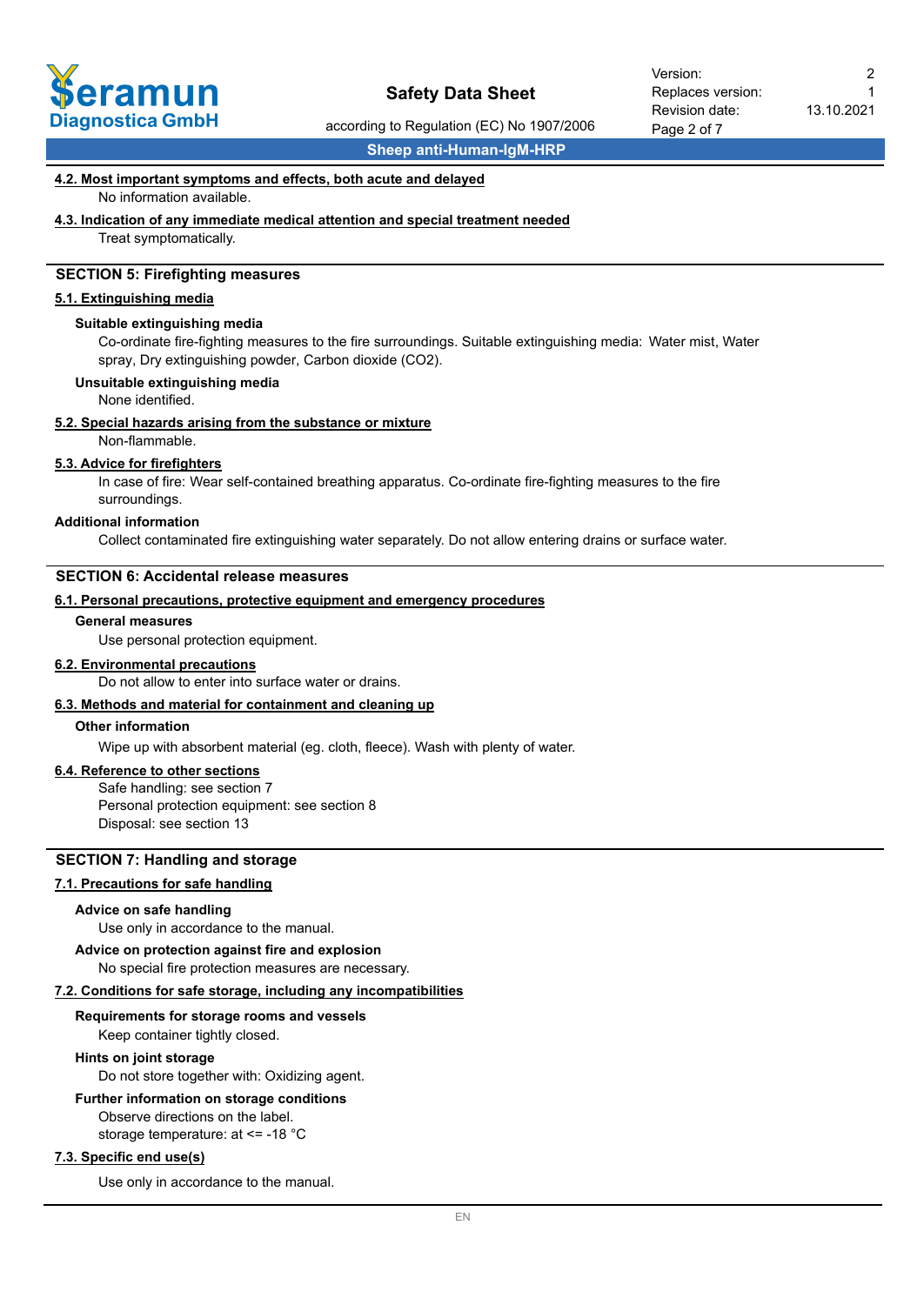#### 4.2. Most important symptoms and effects, both acute and delayed

No information available.

#### 4.3. Indication of any immediate medical attention and special treatment needed

Treat symptomatically.

## SECTION 5: Firefighting measures

#### 5.1. Extinguishing media

**Suitable extinguishing media**

Co-ordinate fire-fighting measures to the fire surroundings. Suitable extinguishing media: Water mist, Water spray, Dry extinguishing powder, Carbon dioxide ($CO_2$).

**Unsuitable extinguishing media**

None identified.

#### 5.2. Special hazards arising from the substance or mixture

Non-flammable.

#### 5.3. Advice for firefighters

In case of fire: Wear self-contained breathing apparatus. Co-ordinate fire-fighting measures to the fire surroundings.

**Additional information**

Collect contaminated fire extinguishing water separately. Do not allow entering drains or surface water.

## SECTION 6: Accidental release measures

#### 6.1. Personal precautions, protective equipment and emergency procedures

**General measures**

Use personal protection equipment.

#### 6.2. Environmental precautions

Do not allow to enter into surface water or drains.

#### 6.3. Methods and material for containment and cleaning up

**Other information**

Wipe up with absorbent material (eg. cloth, fleece). Wash with plenty of water.

#### 6.4. Reference to other sections

Safe handling: see section 7
Personal protection equipment: see section 8
Disposal: see section 13

## SECTION 7: Handling and storage

#### 7.1. Precautions for safe handling

**Advice on safe handling**

Use only in accordance to the manual.

**Advice on protection against fire and explosion**

No special fire protection measures are necessary.

#### 7.2. Conditions for safe storage, including any incompatibilities

**Requirements for storage rooms and vessels**

Keep container tightly closed.

**Hints on joint storage**

Do not store together with: Oxidizing agent.

**Further information on storage conditions**

Observe directions on the label.
storage temperature: at <= -18 °C

#### 7.3. Specific end use(s)

Use only in accordance to the manual.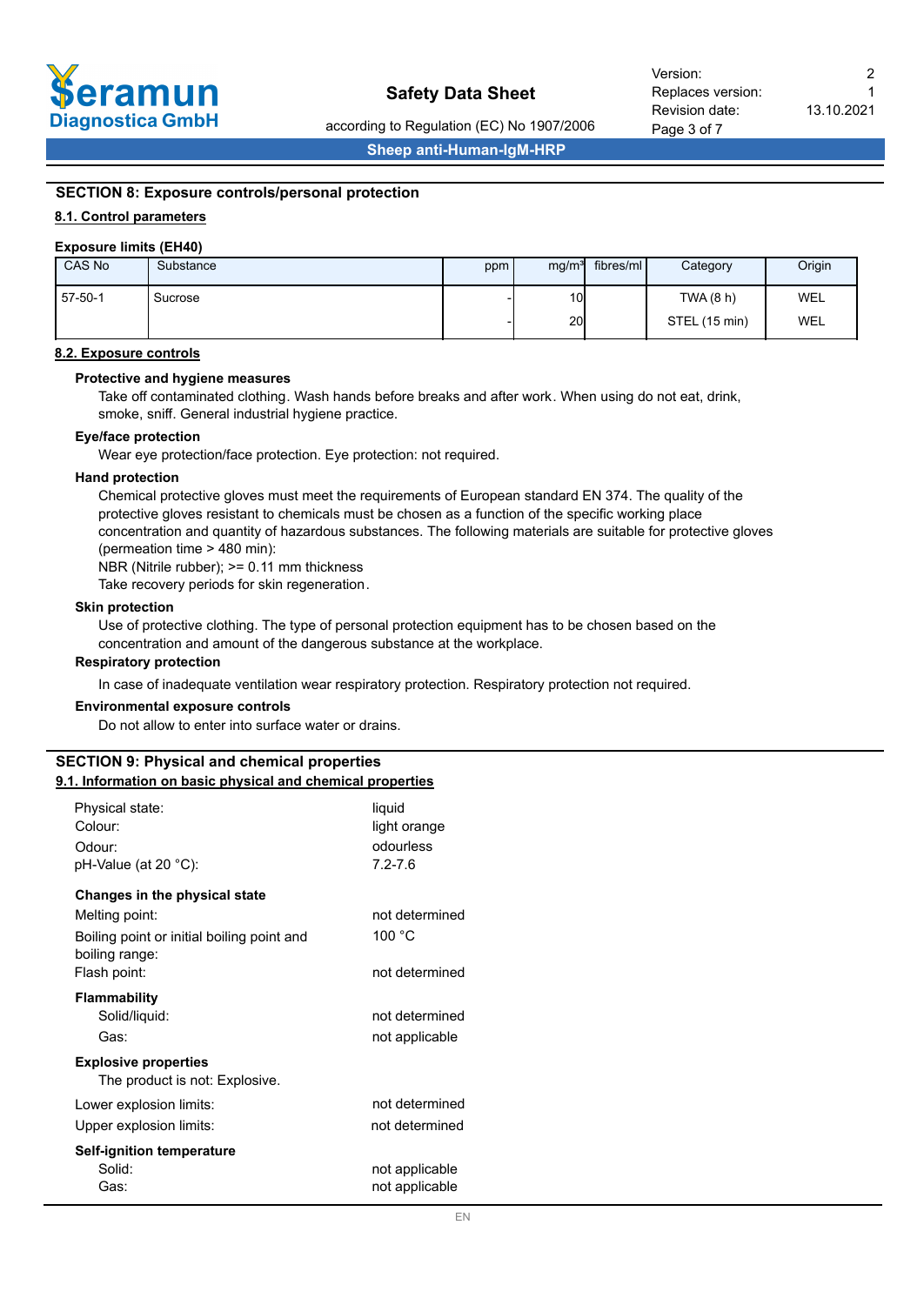## SECTION 8: Exposure controls/personal protection

### 8.1. Control parameters

**Exposure limits (EH40)**

| CAS No | Substance | ppm | mg/m³ | fibres/ml | Category | Origin |
|---|---|---|---|---|---|---|
| 57-50-1 | Sucrose | - | 10 | | TWA (8 h) | WEL |
| | | - | 20 | | STEL (15 min) | WEL |

### 8.2. Exposure controls

**Protective and hygiene measures**

Take off contaminated clothing. Wash hands before breaks and after work. When using do not eat, drink, smoke, sniff. General industrial hygiene practice.

**Eye/face protection**

Wear eye protection/face protection. Eye protection: not required.

**Hand protection**

Chemical protective gloves must meet the requirements of European standard EN 374. The quality of the protective gloves resistant to chemicals must be chosen as a function of the specific working place concentration and quantity of hazardous substances. The following materials are suitable for protective gloves (permeation time > 480 min):
NBR (Nitrile rubber); >= 0.11 mm thickness
Take recovery periods for skin regeneration.

**Skin protection**

Use of protective clothing. The type of personal protection equipment has to be chosen based on the concentration and amount of the dangerous substance at the workplace.

**Respiratory protection**

In case of inadequate ventilation wear respiratory protection. Respiratory protection not required.

**Environmental exposure controls**

Do not allow to enter into surface water or drains.

## SECTION 9: Physical and chemical properties

### 9.1. Information on basic physical and chemical properties

| | |
|---|---|
| Physical state: | liquid |
| Colour: | light orange |
| Odour: | odourless |
| pH-Value (at 20 °C): | 7.2-7.6 |

**Changes in the physical state**

| | |
|---|---|
| Melting point: | not determined |
| Boiling point or initial boiling point and boiling range: | 100 °C |
| Flash point: | not determined |

**Flammability**

| | |
|---|---|
| Solid/liquid: | not determined |
| Gas: | not applicable |

**Explosive properties**

The product is not: Explosive.

| | |
|---|---|
| Lower explosion limits: | not determined |
| Upper explosion limits: | not determined |

**Self-ignition temperature**

| | |
|---|---|
| Solid: | not applicable |
| Gas: | not applicable |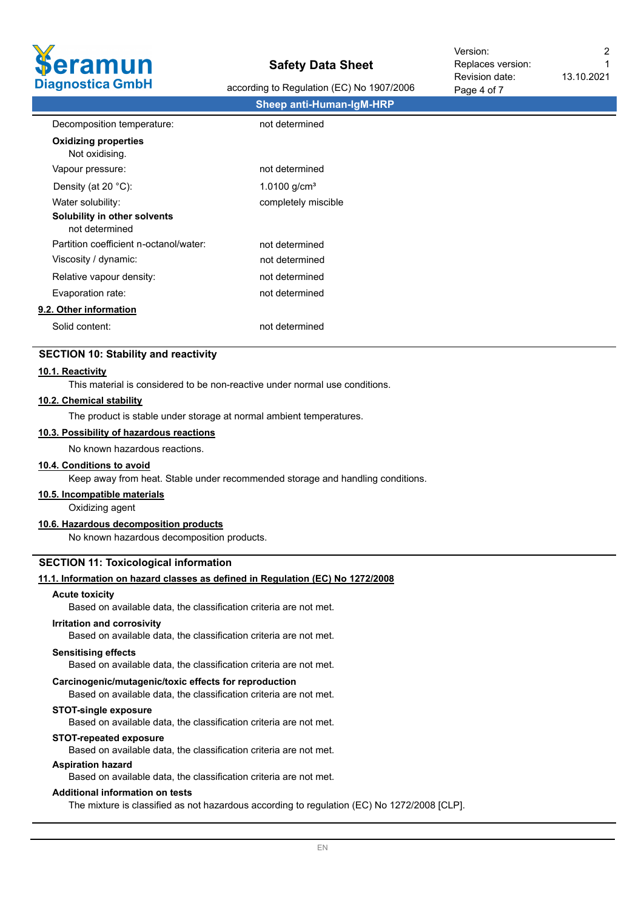| | |
|---|---|
| Decomposition temperature: | not determined |

**Oxidizing properties**

Not oxidising.

| | |
|---|---|
| Vapour pressure: | not determined |
| Density (at 20 °C): | 1.0100 g/cm³ |
| Water solubility: | completely miscible |

**Solubility in other solvents**

not determined

| | |
|---|---|
| Partition coefficient n-octanol/water: | not determined |
| Viscosity / dynamic: | not determined |
| Relative vapour density: | not determined |
| Evaporation rate: | not determined |

### 9.2. Other information

| | |
|---|---|
| Solid content: | not determined |

## SECTION 10: Stability and reactivity

### 10.1. Reactivity

This material is considered to be non-reactive under normal use conditions.

### 10.2. Chemical stability

The product is stable under storage at normal ambient temperatures.

### 10.3. Possibility of hazardous reactions

No known hazardous reactions.

### 10.4. Conditions to avoid

Keep away from heat. Stable under recommended storage and handling conditions.

### 10.5. Incompatible materials

Oxidizing agent

### 10.6. Hazardous decomposition products

No known hazardous decomposition products.

## SECTION 11: Toxicological information

### 11.1. Information on hazard classes as defined in Regulation (EC) No 1272/2008

**Acute toxicity**

Based on available data, the classification criteria are not met.

**Irritation and corrosivity**

Based on available data, the classification criteria are not met.

**Sensitising effects**

Based on available data, the classification criteria are not met.

**Carcinogenic/mutagenic/toxic effects for reproduction**

Based on available data, the classification criteria are not met.

**STOT-single exposure**

Based on available data, the classification criteria are not met.

**STOT-repeated exposure**

Based on available data, the classification criteria are not met.

**Aspiration hazard**

Based on available data, the classification criteria are not met.

**Additional information on tests**

The mixture is classified as not hazardous according to regulation (EC) No 1272/2008 [CLP].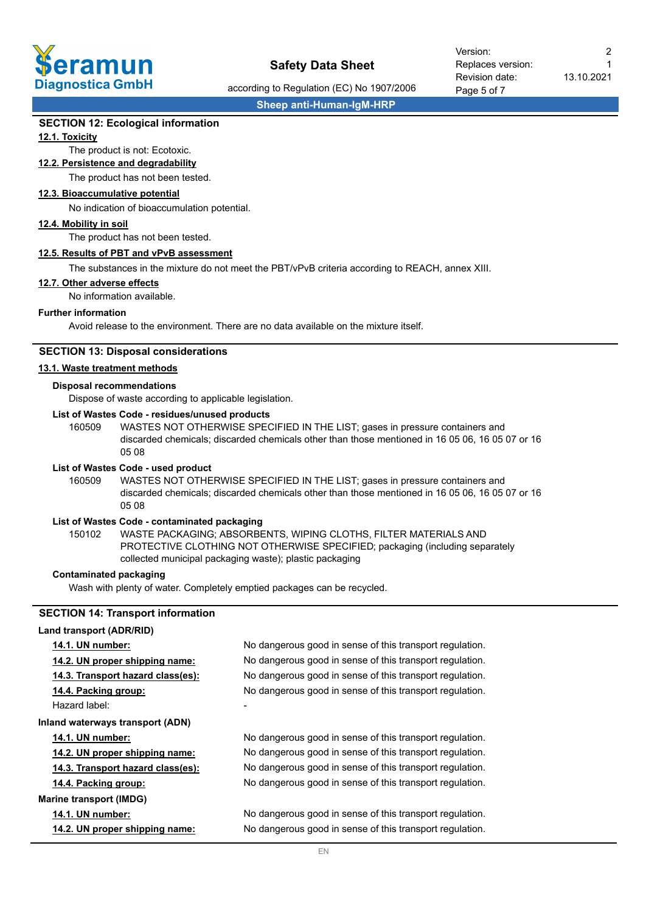## SECTION 12: Ecological information

### 12.1. Toxicity

The product is not: Ecotoxic.

### 12.2. Persistence and degradability

The product has not been tested.

### 12.3. Bioaccumulative potential

No indication of bioaccumulation potential.

### 12.4. Mobility in soil

The product has not been tested.

### 12.5. Results of PBT and vPvB assessment

The substances in the mixture do not meet the PBT/vPvB criteria according to REACH, annex XIII.

### 12.7. Other adverse effects

No information available.

**Further information**

Avoid release to the environment. There are no data available on the mixture itself.

## SECTION 13: Disposal considerations

### 13.1. Waste treatment methods

**Disposal recommendations**

Dispose of waste according to applicable legislation.

**List of Wastes Code - residues/unused products**

160509 WASTES NOT OTHERWISE SPECIFIED IN THE LIST; gases in pressure containers and discarded chemicals; discarded chemicals other than those mentioned in 16 05 06, 16 05 07 or 16 05 08

**List of Wastes Code - used product**

160509 WASTES NOT OTHERWISE SPECIFIED IN THE LIST; gases in pressure containers and discarded chemicals; discarded chemicals other than those mentioned in 16 05 06, 16 05 07 or 16 05 08

**List of Wastes Code - contaminated packaging**

150102 WASTE PACKAGING; ABSORBENTS, WIPING CLOTHS, FILTER MATERIALS AND PROTECTIVE CLOTHING NOT OTHERWISE SPECIFIED; packaging (including separately collected municipal packaging waste); plastic packaging

**Contaminated packaging**

Wash with plenty of water. Completely emptied packages can be recycled.

## SECTION 14: Transport information

**Land transport (ADR/RID)**

| | |
|---|---|
| **14.1. UN number:** | No dangerous good in sense of this transport regulation. |
| **14.2. UN proper shipping name:** | No dangerous good in sense of this transport regulation. |
| **14.3. Transport hazard class(es):** | No dangerous good in sense of this transport regulation. |
| **14.4. Packing group:** | No dangerous good in sense of this transport regulation. |
| Hazard label: | - |

**Inland waterways transport (ADN)**

| | |
|---|---|
| **14.1. UN number:** | No dangerous good in sense of this transport regulation. |
| **14.2. UN proper shipping name:** | No dangerous good in sense of this transport regulation. |
| **14.3. Transport hazard class(es):** | No dangerous good in sense of this transport regulation. |
| **14.4. Packing group:** | No dangerous good in sense of this transport regulation. |

**Marine transport (IMDG)**

| | |
|---|---|
| **14.1. UN number:** | No dangerous good in sense of this transport regulation. |
| **14.2. UN proper shipping name:** | No dangerous good in sense of this transport regulation. |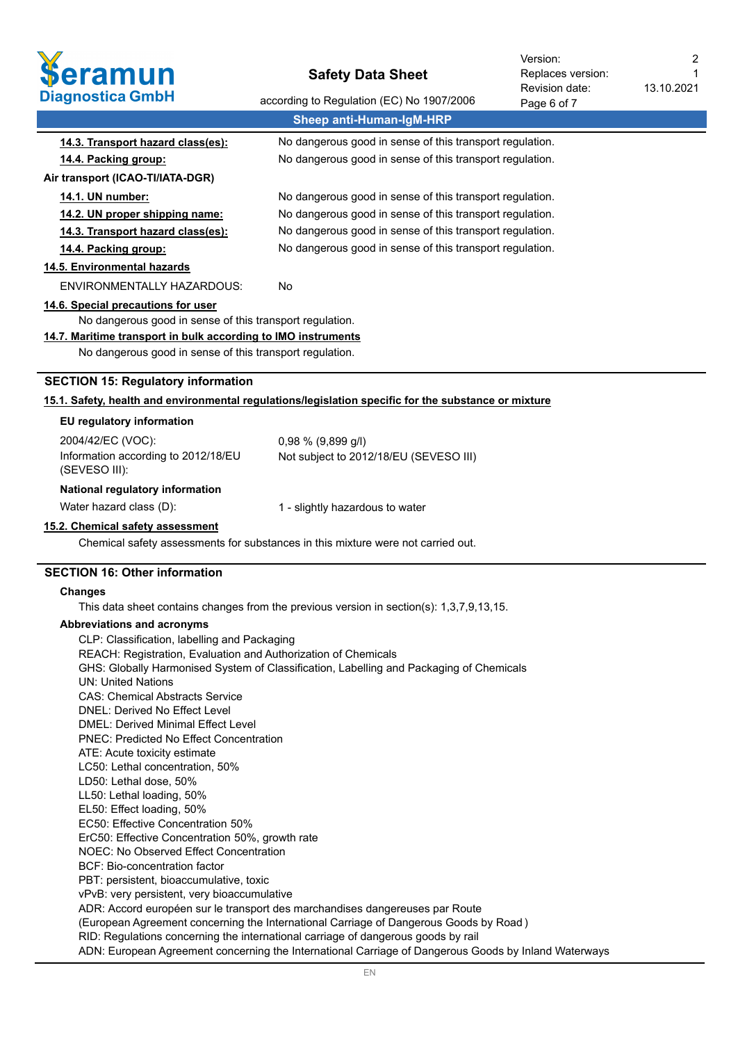| | |
|---|---|
| **14.3. Transport hazard class(es):** | No dangerous good in sense of this transport regulation. |
| **14.4. Packing group:** | No dangerous good in sense of this transport regulation. |

**Air transport (ICAO-TI/IATA-DGR)**

| | |
|---|---|
| **14.1. UN number:** | No dangerous good in sense of this transport regulation. |
| **14.2. UN proper shipping name:** | No dangerous good in sense of this transport regulation. |
| **14.3. Transport hazard class(es):** | No dangerous good in sense of this transport regulation. |
| **14.4. Packing group:** | No dangerous good in sense of this transport regulation. |

**14.5. Environmental hazards**

ENVIRONMENTALLY HAZARDOUS: No

**14.6. Special precautions for user**

No dangerous good in sense of this transport regulation.

**14.7. Maritime transport in bulk according to IMO instruments**

No dangerous good in sense of this transport regulation.

## SECTION 15: Regulatory information

**15.1. Safety, health and environmental regulations/legislation specific for the substance or mixture**

**EU regulatory information**

| | |
|---|---|
| 2004/42/EC (VOC): | 0,98 % (9,899 g/l) |
| Information according to 2012/18/EU (SEVESO III): | Not subject to 2012/18/EU (SEVESO III) |

**National regulatory information**

| | |
|---|---|
| Water hazard class (D): | 1 - slightly hazardous to water |

**15.2. Chemical safety assessment**

Chemical safety assessments for substances in this mixture were not carried out.

## SECTION 16: Other information

**Changes**

This data sheet contains changes from the previous version in section(s): 1,3,7,9,13,15.

**Abbreviations and acronyms**

CLP: Classification, labelling and Packaging
REACH: Registration, Evaluation and Authorization of Chemicals
GHS: Globally Harmonised System of Classification, Labelling and Packaging of Chemicals
UN: United Nations
CAS: Chemical Abstracts Service
DNEL: Derived No Effect Level
DMEL: Derived Minimal Effect Level
PNEC: Predicted No Effect Concentration
ATE: Acute toxicity estimate
LC50: Lethal concentration, 50%
LD50: Lethal dose, 50%
LL50: Lethal loading, 50%
EL50: Effect loading, 50%
EC50: Effective Concentration 50%
ErC50: Effective Concentration 50%, growth rate
NOEC: No Observed Effect Concentration
BCF: Bio-concentration factor
PBT: persistent, bioaccumulative, toxic
vPvB: very persistent, very bioaccumulative
ADR: Accord européen sur le transport des marchandises dangereuses par Route
(European Agreement concerning the International Carriage of Dangerous Goods by Road )
RID: Regulations concerning the international carriage of dangerous goods by rail
ADN: European Agreement concerning the International Carriage of Dangerous Goods by Inland Waterways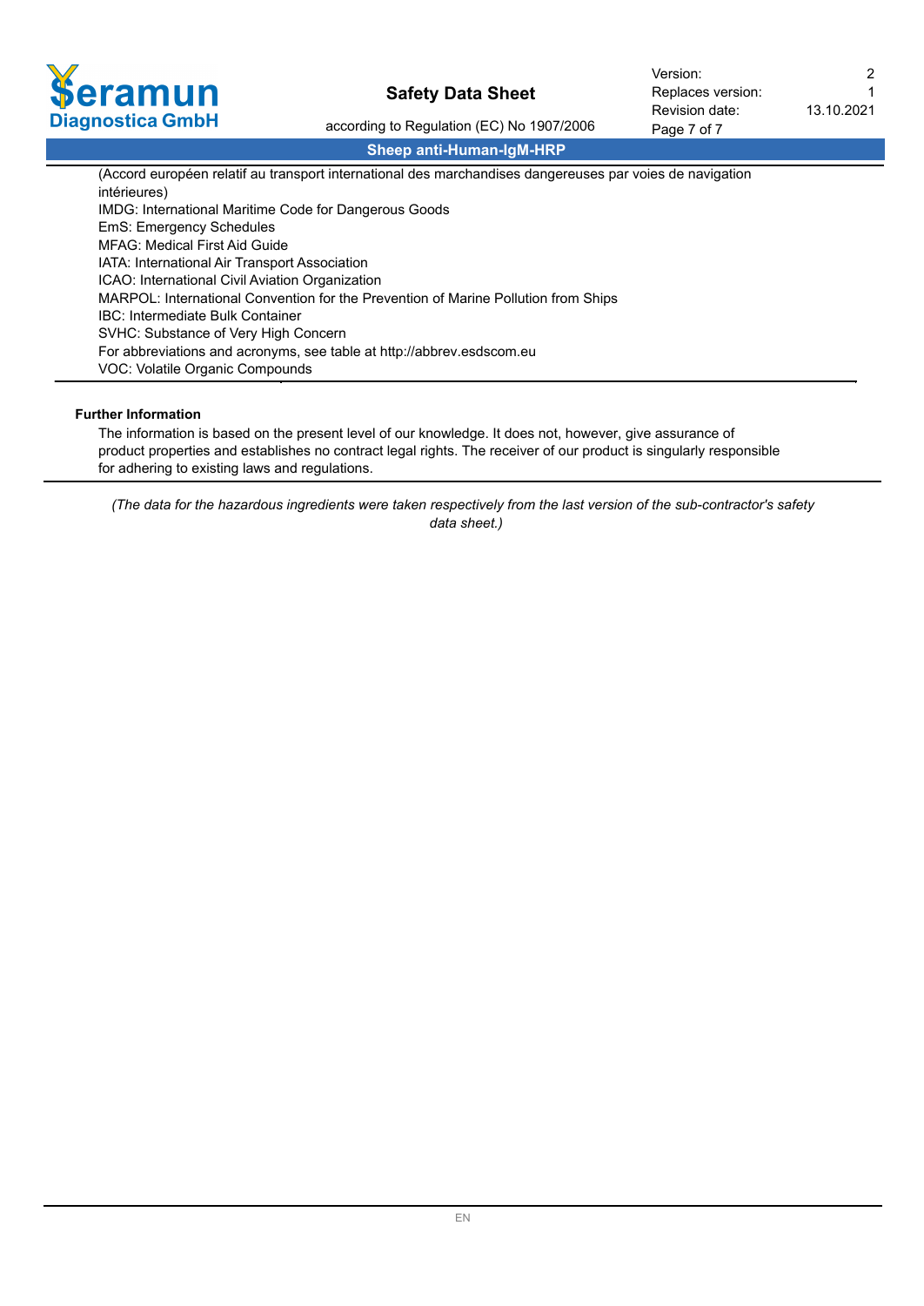(Accord européen relatif au transport international des marchandises dangereuses par voies de navigation intérieures)
IMDG: International Maritime Code for Dangerous Goods
EmS: Emergency Schedules
MFAG: Medical First Aid Guide
IATA: International Air Transport Association
ICAO: International Civil Aviation Organization
MARPOL: International Convention for the Prevention of Marine Pollution from Ships
IBC: Intermediate Bulk Container
SVHC: Substance of Very High Concern
For abbreviations and acronyms, see table at http://abbrev.esdscom.eu
VOC: Volatile Organic Compounds

**Further Information**

The information is based on the present level of our knowledge. It does not, however, give assurance of product properties and establishes no contract legal rights. The receiver of our product is singularly responsible for adhering to existing laws and regulations.

*(The data for the hazardous ingredients were taken respectively from the last version of the sub-contractor's safety data sheet.)*